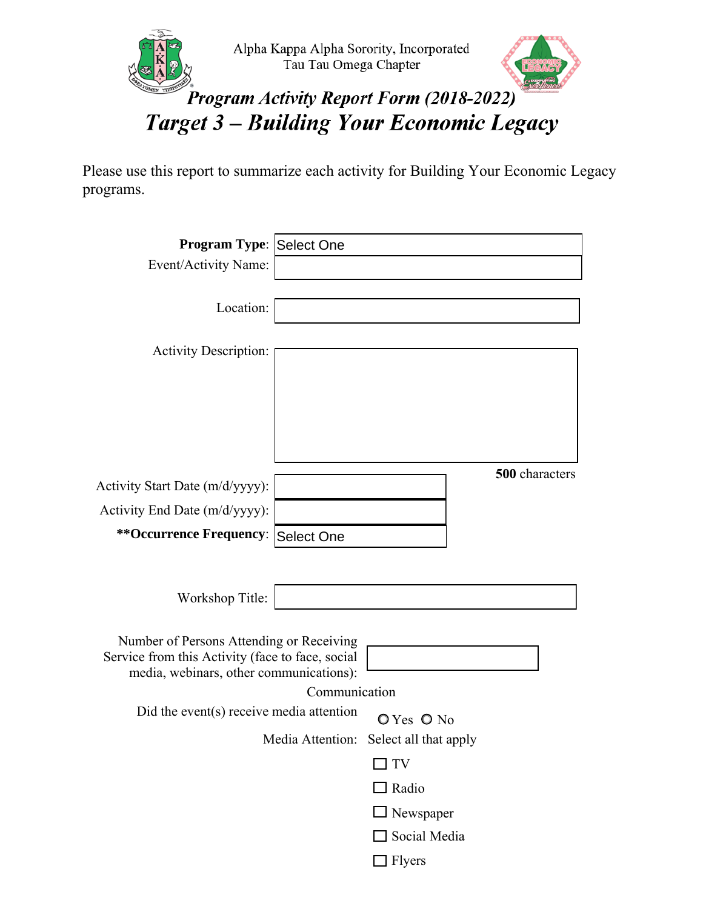Alpha Kappa Alpha Sorority, Incorporated
Tau Tau Omega Chapter

## *Program Activity Report Form (2018-2022)*

# *Target 3 – Building Your Economic Legacy*

Please use this report to summarize each activity for Building Your Economic Legacy programs.

**Program Type**: Select One

Event/Activity Name:

Location:

Activity Description:

**500** characters

Activity Start Date (m/d/yyyy):

Activity End Date (m/d/yyyy):

****Occurrence Frequency**: Select One

Workshop Title:

Number of Persons Attending or Receiving Service from this Activity (face to face, social media, webinars, other communications):

Communication

Did the event(s) receive media attention

○ Yes ○ No

Media Attention: Select all that apply

- ☐ TV
- ☐ Radio
- ☐ Newspaper
- ☐ Social Media
- ☐ Flyers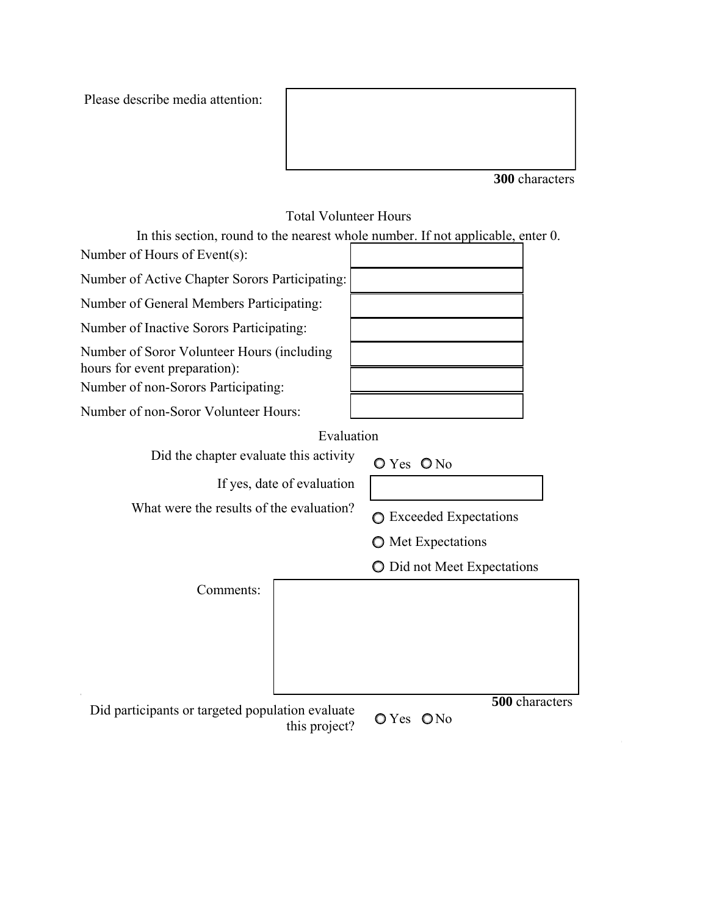Please describe media attention:

**300** characters

## Total Volunteer Hours

In this section, round to the nearest whole number. If not applicable, enter 0.

Number of Hours of Event(s):

Number of Active Chapter Sorors Participating:

Number of General Members Participating:

Number of Inactive Sorors Participating:

Number of Soror Volunteer Hours (including hours for event preparation):

Number of non-Sorors Participating:

Number of non-Soror Volunteer Hours:

## Evaluation

Did the chapter evaluate this activity ○ Yes ○ No

If yes, date of evaluation

What were the results of the evaluation?

- ○ Exceeded Expectations
- ○ Met Expectations
- ○ Did not Meet Expectations

Comments:

**500** characters

Did participants or targeted population evaluate this project? ○ Yes ○ No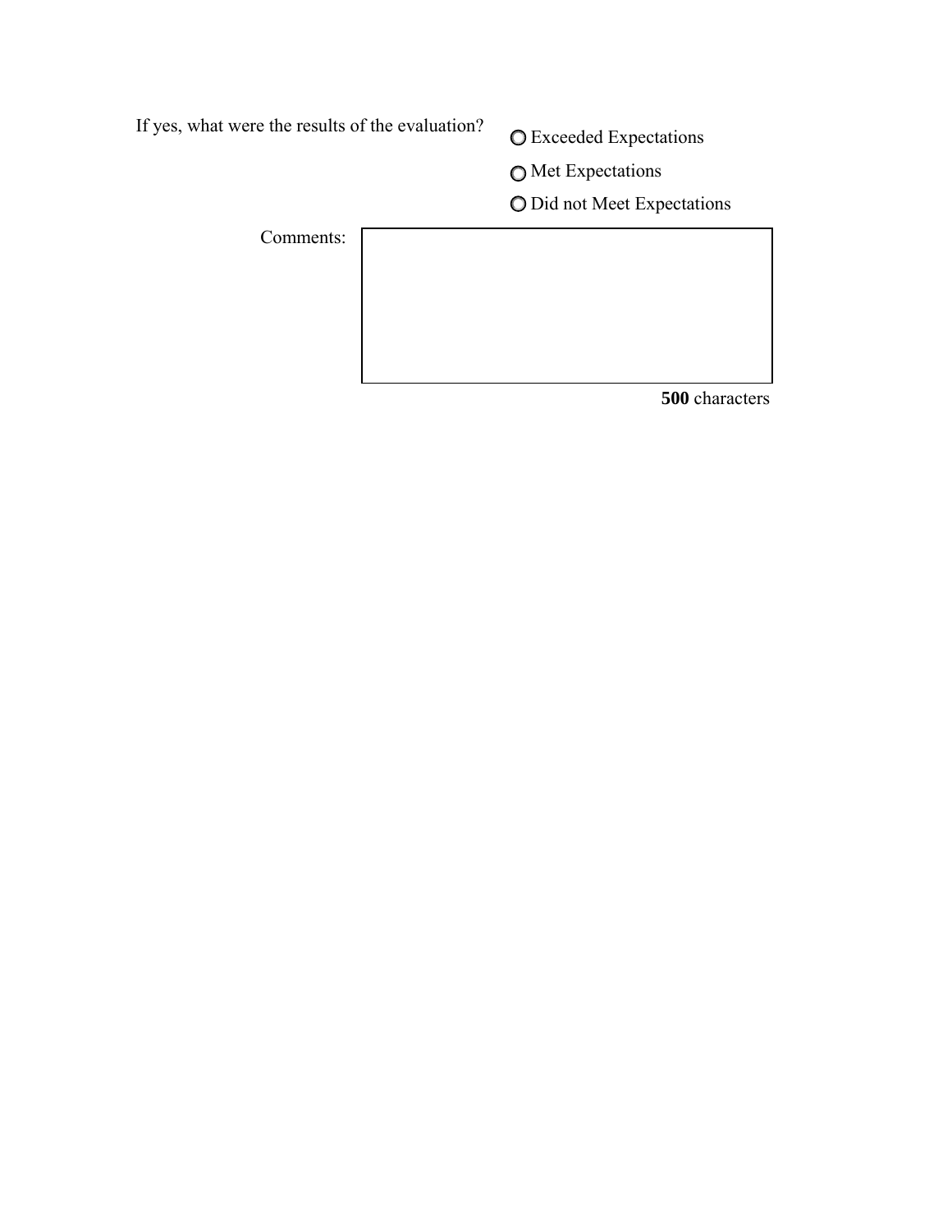If yes, what were the results of the evaluation?

- ○ Exceeded Expectations
- ○ Met Expectations
- ○ Did not Meet Expectations

Comments:

**500** characters